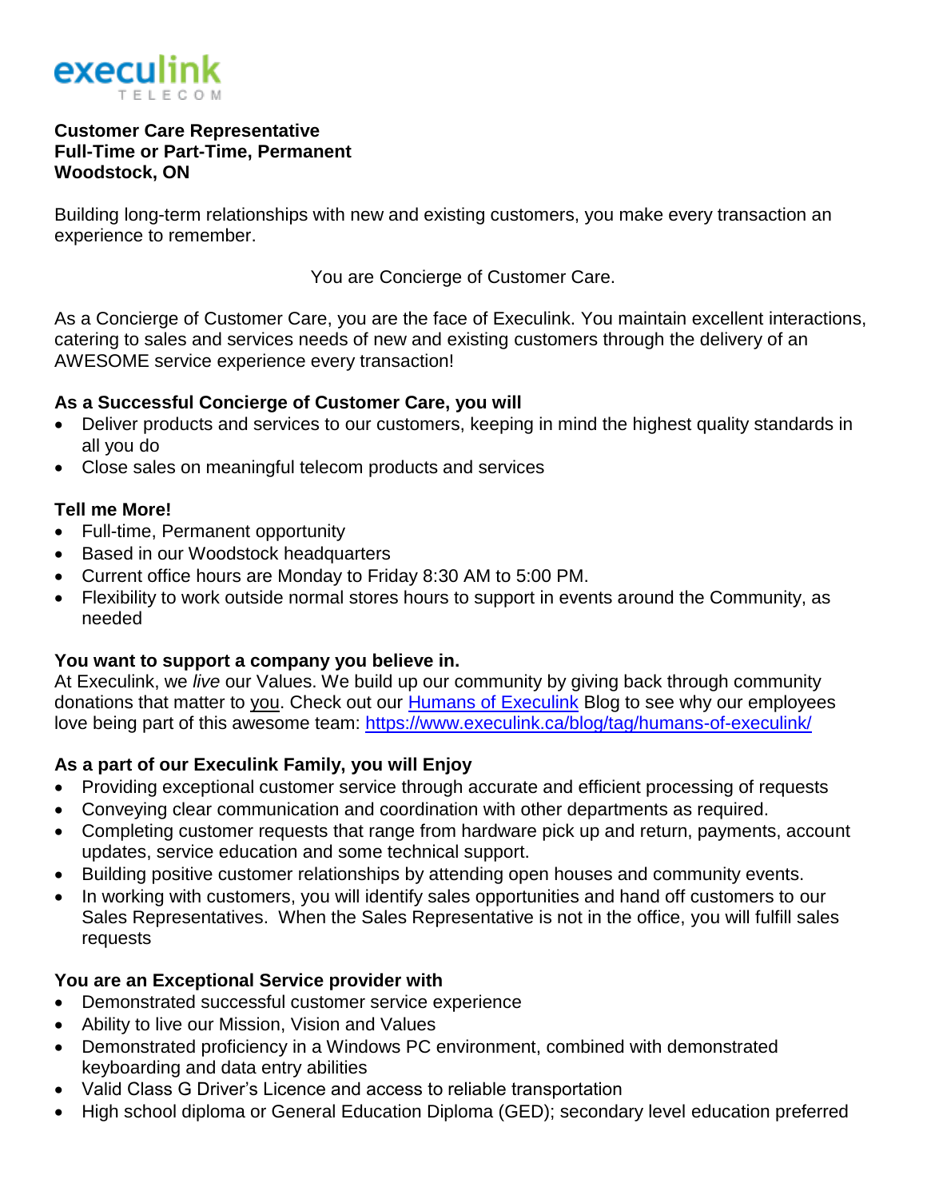execulink TELECOM

**Customer Care Representative**
**Full-Time or Part-Time, Permanent**
**Woodstock, ON**

Building long-term relationships with new and existing customers, you make every transaction an experience to remember.

You are Concierge of Customer Care.

As a Concierge of Customer Care, you are the face of Execulink. You maintain excellent interactions, catering to sales and services needs of new and existing customers through the delivery of an AWESOME service experience every transaction!

**As a Successful Concierge of Customer Care, you will**

- Deliver products and services to our customers, keeping in mind the highest quality standards in all you do
- Close sales on meaningful telecom products and services

**Tell me More!**

- Full-time, Permanent opportunity
- Based in our Woodstock headquarters
- Current office hours are Monday to Friday 8:30 AM to 5:00 PM.
- Flexibility to work outside normal stores hours to support in events around the Community, as needed

**You want to support a company you believe in.**

At Execulink, we *live* our Values. We build up our community by giving back through community donations that matter to you. Check out our Humans of Execulink Blog to see why our employees love being part of this awesome team: https://www.execulink.ca/blog/tag/humans-of-execulink/

**As a part of our Execulink Family, you will Enjoy**

- Providing exceptional customer service through accurate and efficient processing of requests
- Conveying clear communication and coordination with other departments as required.
- Completing customer requests that range from hardware pick up and return, payments, account updates, service education and some technical support.
- Building positive customer relationships by attending open houses and community events.
- In working with customers, you will identify sales opportunities and hand off customers to our Sales Representatives. When the Sales Representative is not in the office, you will fulfill sales requests

**You are an Exceptional Service provider with**

- Demonstrated successful customer service experience
- Ability to live our Mission, Vision and Values
- Demonstrated proficiency in a Windows PC environment, combined with demonstrated keyboarding and data entry abilities
- Valid Class G Driver's Licence and access to reliable transportation
- High school diploma or General Education Diploma (GED); secondary level education preferred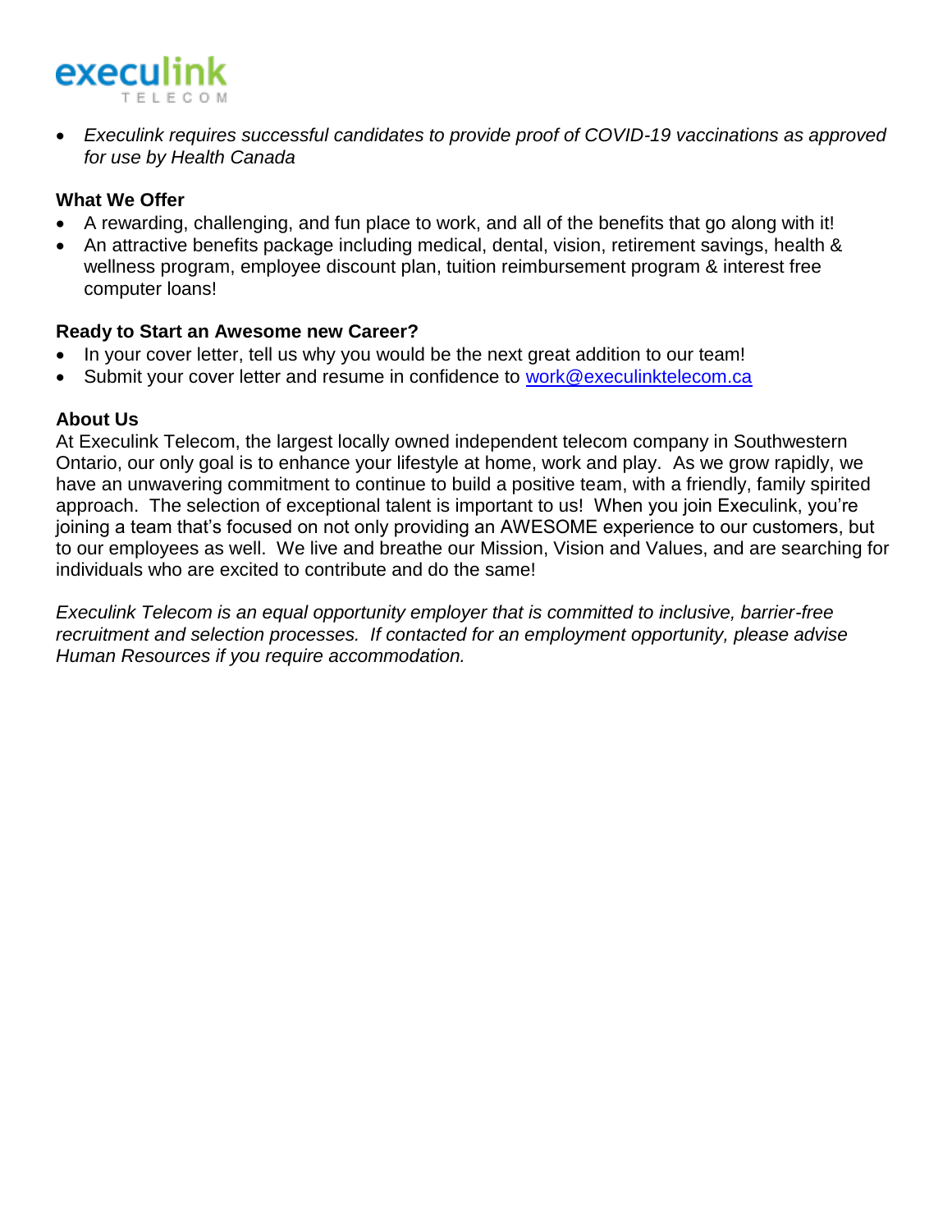- *Execulink requires successful candidates to provide proof of COVID-19 vaccinations as approved for use by Health Canada*

**What We Offer**

- A rewarding, challenging, and fun place to work, and all of the benefits that go along with it!
- An attractive benefits package including medical, dental, vision, retirement savings, health & wellness program, employee discount plan, tuition reimbursement program & interest free computer loans!

**Ready to Start an Awesome new Career?**

- In your cover letter, tell us why you would be the next great addition to our team!
- Submit your cover letter and resume in confidence to work@execulinktelecom.ca

**About Us**

At Execulink Telecom, the largest locally owned independent telecom company in Southwestern Ontario, our only goal is to enhance your lifestyle at home, work and play. As we grow rapidly, we have an unwavering commitment to continue to build a positive team, with a friendly, family spirited approach. The selection of exceptional talent is important to us! When you join Execulink, you're joining a team that's focused on not only providing an AWESOME experience to our customers, but to our employees as well. We live and breathe our Mission, Vision and Values, and are searching for individuals who are excited to contribute and do the same!

*Execulink Telecom is an equal opportunity employer that is committed to inclusive, barrier-free recruitment and selection processes. If contacted for an employment opportunity, please advise Human Resources if you require accommodation.*